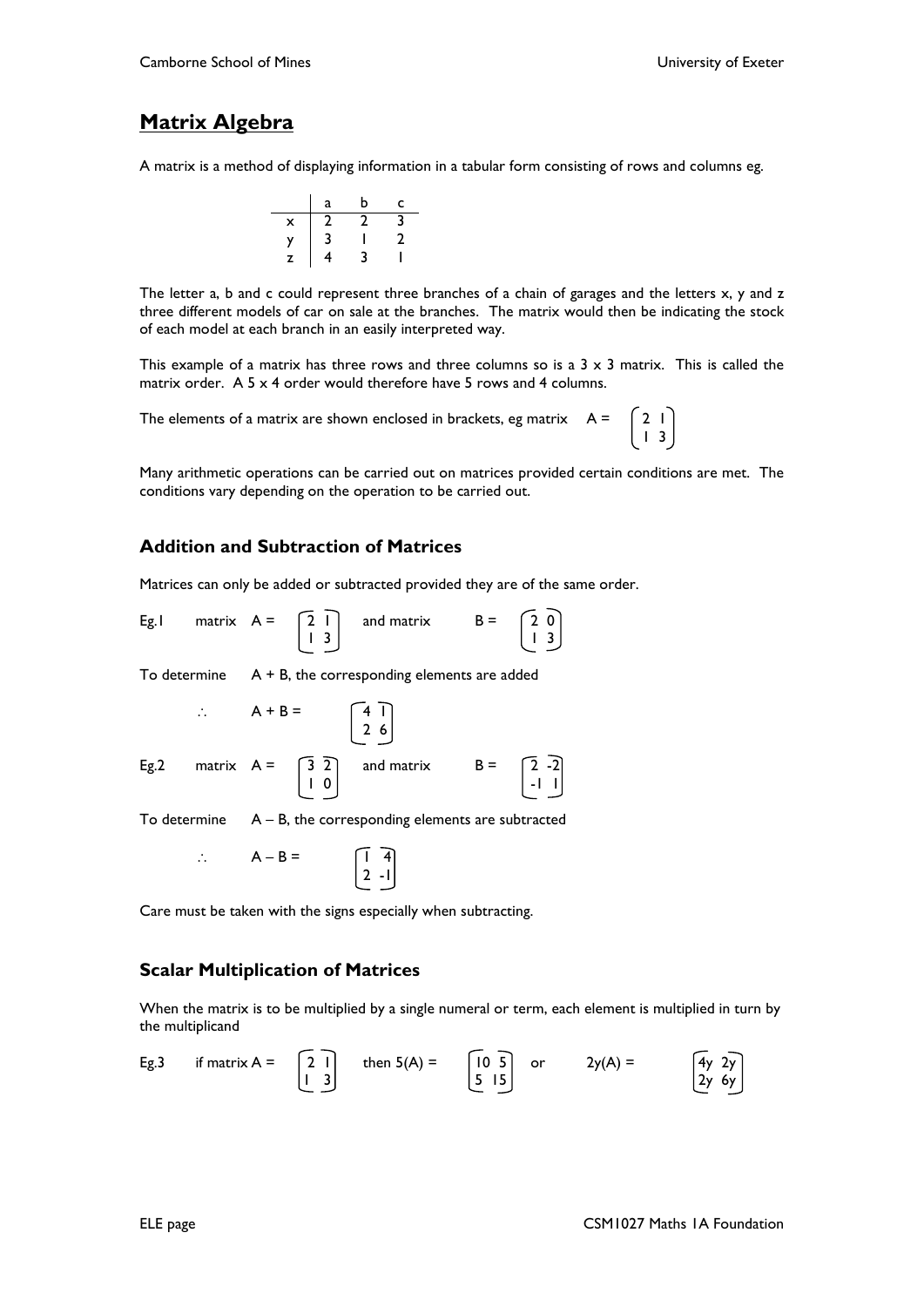# Matrix Algebra

A matrix is a method of displaying information in a tabular form consisting of rows and columns eg.

| | a | b | c |
|---|---|---|---|
| x | 2 | 2 | 3 |
| y | 3 | 1 | 2 |
| z | 4 | 3 | 1 |

The letter a, b and c could represent three branches of a chain of garages and the letters x, y and z three different models of car on sale at the branches. The matrix would then be indicating the stock of each model at each branch in an easily interpreted way.

This example of a matrix has three rows and three columns so is a 3 x 3 matrix. This is called the matrix order. A 5 x 4 order would therefore have 5 rows and 4 columns.

The elements of a matrix are shown enclosed in brackets, eg matrix $A = \begin{pmatrix} 2 & 1 \\ 1 & 3 \end{pmatrix}$

Many arithmetic operations can be carried out on matrices provided certain conditions are met. The conditions vary depending on the operation to be carried out.

## Addition and Subtraction of Matrices

Matrices can only be added or subtracted provided they are of the same order.

Eg.1 matrix $A = \begin{bmatrix} 2 & 1 \\ 1 & 3 \end{bmatrix}$ and matrix $B = \begin{bmatrix} 2 & 0 \\ 1 & 3 \end{bmatrix}$

To determine A + B, the corresponding elements are added

$$\therefore \quad A + B = \begin{bmatrix} 4 & 1 \\ 2 & 6 \end{bmatrix}$$

Eg.2 matrix $A = \begin{bmatrix} 3 & 2 \\ 1 & 0 \end{bmatrix}$ and matrix $B = \begin{bmatrix} 2 & -2 \\ -1 & 1 \end{bmatrix}$

To determine A – B, the corresponding elements are subtracted

$$\therefore \quad A - B = \begin{bmatrix} 1 & 4 \\ 2 & -1 \end{bmatrix}$$

Care must be taken with the signs especially when subtracting.

## Scalar Multiplication of Matrices

When the matrix is to be multiplied by a single numeral or term, each element is multiplied in turn by the multiplicand

Eg.3 if matrix $A = \begin{bmatrix} 2 & 1 \\ 1 & 3 \end{bmatrix}$ then $5(A) = \begin{bmatrix} 10 & 5 \\ 5 & 15 \end{bmatrix}$ or $2y(A) = \begin{bmatrix} 4y & 2y \\ 2y & 6y \end{bmatrix}$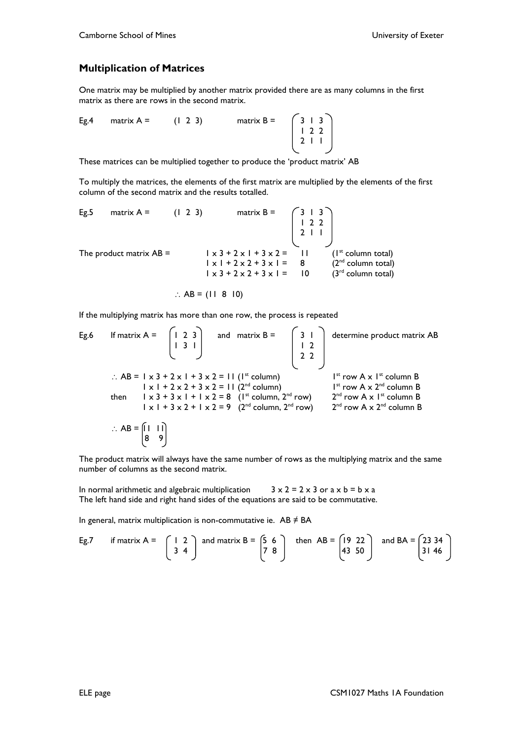## Multiplication of Matrices

One matrix may be multiplied by another matrix provided there are as many columns in the first matrix as there are rows in the second matrix.

Eg.4 matrix A = $\begin{pmatrix} 1 & 2 & 3 \end{pmatrix}$ matrix B = $\begin{pmatrix} 3 & 1 & 3 \\ 1 & 2 & 2 \\ 2 & 1 & 1 \end{pmatrix}$

These matrices can be multiplied together to produce the 'product matrix' AB

To multiply the matrices, the elements of the first matrix are multiplied by the elements of the first column of the second matrix and the results totalled.

Eg.5 matrix A = $\begin{pmatrix} 1 & 2 & 3 \end{pmatrix}$ matrix B = $\begin{pmatrix} 3 & 1 & 3 \\ 1 & 2 & 2 \\ 2 & 1 & 1 \end{pmatrix}$

The product matrix AB =

$1 \times 3 + 2 \times 1 + 3 \times 2 = 11$ (1st column total)
$1 \times 1 + 2 \times 2 + 3 \times 1 = 8$ (2nd column total)
$1 \times 3 + 2 \times 2 + 3 \times 1 = 10$ (3rd column total)

$\therefore AB = \begin{pmatrix} 11 & 8 & 10 \end{pmatrix}$

If the multiplying matrix has more than one row, the process is repeated

Eg.6 If matrix A = $\begin{pmatrix} 1 & 2 & 3 \\ 1 & 3 & 1 \end{pmatrix}$ and matrix B = $\begin{pmatrix} 3 & 1 \\ 1 & 2 \\ 2 & 2 \end{pmatrix}$ determine product matrix AB

$\therefore AB = 1 \times 3 + 2 \times 1 + 3 \times 2 = 11$ (1st column) — 1st row A x 1st column B
$1 \times 1 + 2 \times 2 + 3 \times 2 = 11$ (2nd column) — 1st row A x 2nd column B
then $1 \times 3 + 3 \times 1 + 1 \times 2 = 8$ (1st column, 2nd row) — 2nd row A x 1st column B
$1 \times 1 + 3 \times 2 + 1 \times 2 = 9$ (2nd column, 2nd row) — 2nd row A x 2nd column B

$\therefore AB = \begin{pmatrix} 11 & 11 \\ 8 & 9 \end{pmatrix}$

The product matrix will always have the same number of rows as the multiplying matrix and the same number of columns as the second matrix.

In normal arithmetic and algebraic multiplication $3 \times 2 = 2 \times 3$ or $a \times b = b \times a$
The left hand side and right hand sides of the equations are said to be commutative.

In general, matrix multiplication is non-commutative ie. $AB \neq BA$

Eg.7 if matrix A = $\begin{pmatrix} 1 & 2 \\ 3 & 4 \end{pmatrix}$ and matrix B = $\begin{pmatrix} 5 & 6 \\ 7 & 8 \end{pmatrix}$ then AB = $\begin{pmatrix} 19 & 22 \\ 43 & 50 \end{pmatrix}$ and BA = $\begin{pmatrix} 23 & 34 \\ 31 & 46 \end{pmatrix}$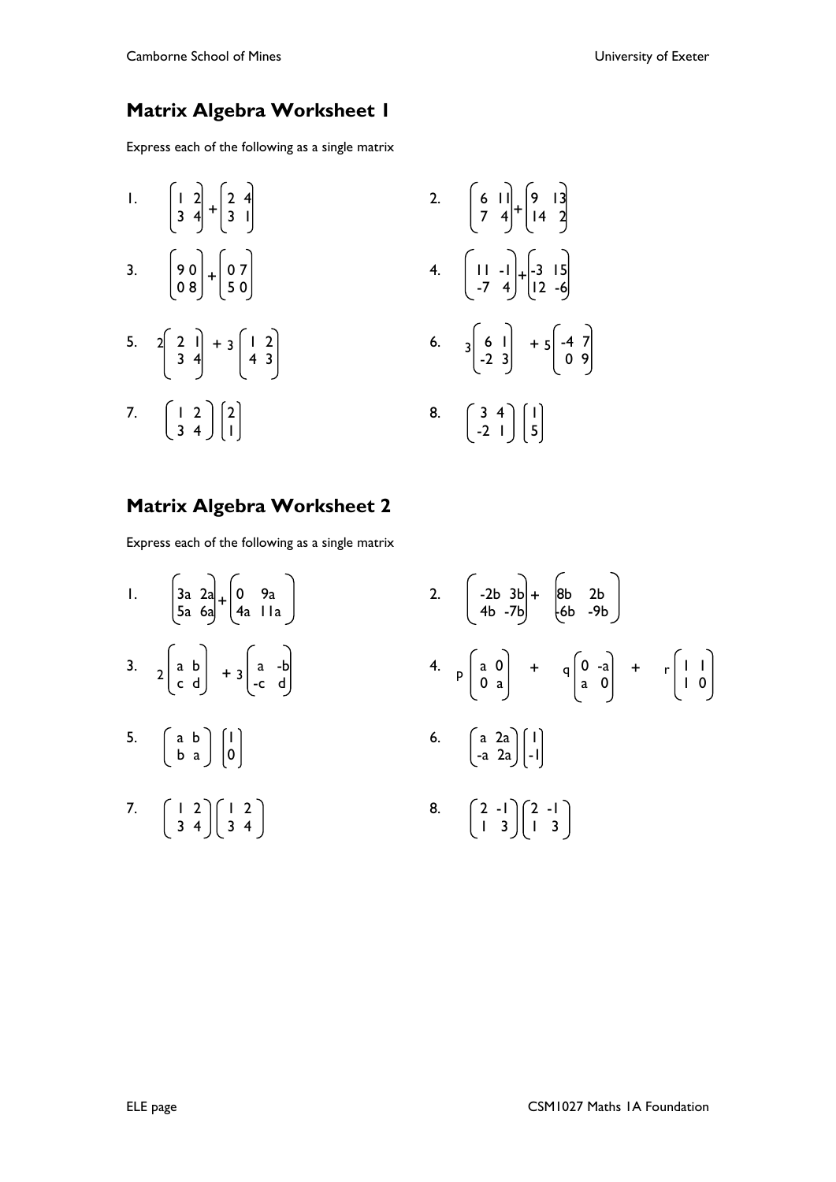## Matrix Algebra Worksheet 1

Express each of the following as a single matrix

1. $\begin{pmatrix} 1 & 2 \\ 3 & 4 \end{pmatrix} + \begin{pmatrix} 2 & 4 \\ 3 & 1 \end{pmatrix}$

2. $\begin{pmatrix} 6 & 11 \\ 7 & 4 \end{pmatrix} + \begin{pmatrix} 9 & 13 \\ 14 & 2 \end{pmatrix}$

3. $\begin{pmatrix} 9 & 0 \\ 0 & 8 \end{pmatrix} + \begin{pmatrix} 0 & 7 \\ 5 & 0 \end{pmatrix}$

4. $\begin{pmatrix} 11 & -1 \\ -7 & 4 \end{pmatrix} + \begin{pmatrix} -3 & 15 \\ 12 & -6 \end{pmatrix}$

5. $2\begin{pmatrix} 2 & 1 \\ 3 & 4 \end{pmatrix} + 3\begin{pmatrix} 1 & 2 \\ 4 & 3 \end{pmatrix}$

6. $3\begin{pmatrix} 6 & 1 \\ -2 & 3 \end{pmatrix} + 5\begin{pmatrix} -4 & 7 \\ 0 & 9 \end{pmatrix}$

7. $\begin{pmatrix} 1 & 2 \\ 3 & 4 \end{pmatrix}\begin{pmatrix} 2 \\ 1 \end{pmatrix}$

8. $\begin{pmatrix} 3 & 4 \\ -2 & 1 \end{pmatrix}\begin{pmatrix} 1 \\ 5 \end{pmatrix}$

## Matrix Algebra Worksheet 2

Express each of the following as a single matrix

1. $\begin{pmatrix} 3a & 2a \\ 5a & 6a \end{pmatrix} + \begin{pmatrix} 0 & 9a \\ 4a & 11a \end{pmatrix}$

2. $\begin{pmatrix} -2b & 3b \\ 4b & -7b \end{pmatrix} + \begin{pmatrix} 8b & 2b \\ -6b & -9b \end{pmatrix}$

3. $2\begin{pmatrix} a & b \\ c & d \end{pmatrix} + 3\begin{pmatrix} a & -b \\ -c & d \end{pmatrix}$

4. $p\begin{pmatrix} a & 0 \\ 0 & a \end{pmatrix} + q\begin{pmatrix} 0 & -a \\ a & 0 \end{pmatrix} + r\begin{pmatrix} 1 & 1 \\ 1 & 0 \end{pmatrix}$

5. $\begin{pmatrix} a & b \\ b & a \end{pmatrix}\begin{pmatrix} 1 \\ 0 \end{pmatrix}$

6. $\begin{pmatrix} a & 2a \\ -a & 2a \end{pmatrix}\begin{pmatrix} 1 \\ -1 \end{pmatrix}$

7. $\begin{pmatrix} 1 & 2 \\ 3 & 4 \end{pmatrix}\begin{pmatrix} 1 & 2 \\ 3 & 4 \end{pmatrix}$

8. $\begin{pmatrix} 2 & -1 \\ 1 & 3 \end{pmatrix}\begin{pmatrix} 2 & -1 \\ 1 & 3 \end{pmatrix}$